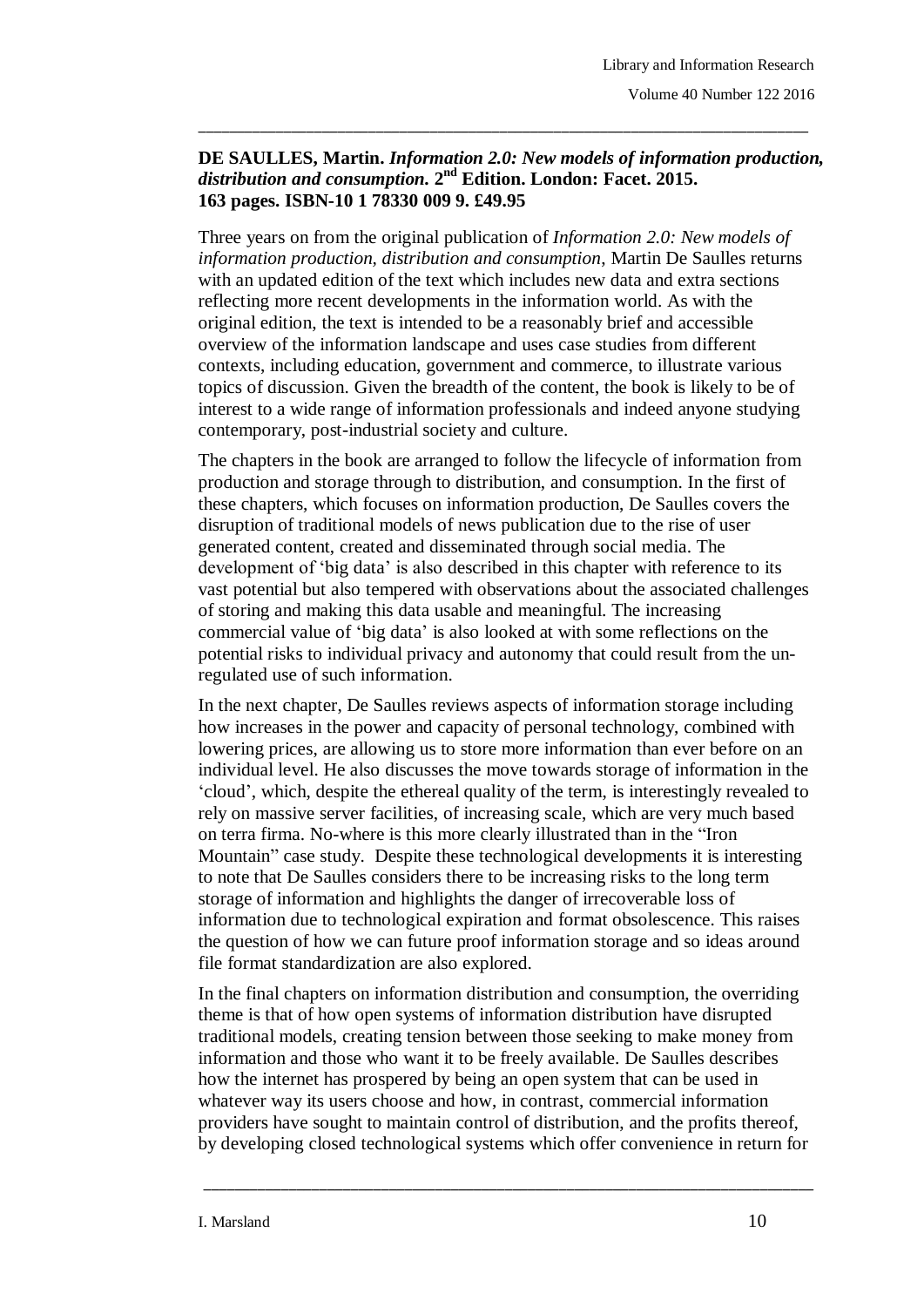**DE SAULLES, Martin.** ***Information 2.0: New models of information production, distribution and consumption.*** **2nd Edition. London: Facet. 2015. 163 pages. ISBN-10 1 78330 009 9. £49.95**

Three years on from the original publication of *Information 2.0: New models of information production, distribution and consumption*, Martin De Saulles returns with an updated edition of the text which includes new data and extra sections reflecting more recent developments in the information world. As with the original edition, the text is intended to be a reasonably brief and accessible overview of the information landscape and uses case studies from different contexts, including education, government and commerce, to illustrate various topics of discussion. Given the breadth of the content, the book is likely to be of interest to a wide range of information professionals and indeed anyone studying contemporary, post-industrial society and culture.

The chapters in the book are arranged to follow the lifecycle of information from production and storage through to distribution, and consumption. In the first of these chapters, which focuses on information production, De Saulles covers the disruption of traditional models of news publication due to the rise of user generated content, created and disseminated through social media. The development of 'big data' is also described in this chapter with reference to its vast potential but also tempered with observations about the associated challenges of storing and making this data usable and meaningful. The increasing commercial value of 'big data' is also looked at with some reflections on the potential risks to individual privacy and autonomy that could result from the un-regulated use of such information.

In the next chapter, De Saulles reviews aspects of information storage including how increases in the power and capacity of personal technology, combined with lowering prices, are allowing us to store more information than ever before on an individual level. He also discusses the move towards storage of information in the 'cloud', which, despite the ethereal quality of the term, is interestingly revealed to rely on massive server facilities, of increasing scale, which are very much based on terra firma. No-where is this more clearly illustrated than in the "Iron Mountain" case study. Despite these technological developments it is interesting to note that De Saulles considers there to be increasing risks to the long term storage of information and highlights the danger of irrecoverable loss of information due to technological expiration and format obsolescence. This raises the question of how we can future proof information storage and so ideas around file format standardization are also explored.

In the final chapters on information distribution and consumption, the overriding theme is that of how open systems of information distribution have disrupted traditional models, creating tension between those seeking to make money from information and those who want it to be freely available. De Saulles describes how the internet has prospered by being an open system that can be used in whatever way its users choose and how, in contrast, commercial information providers have sought to maintain control of distribution, and the profits thereof, by developing closed technological systems which offer convenience in return for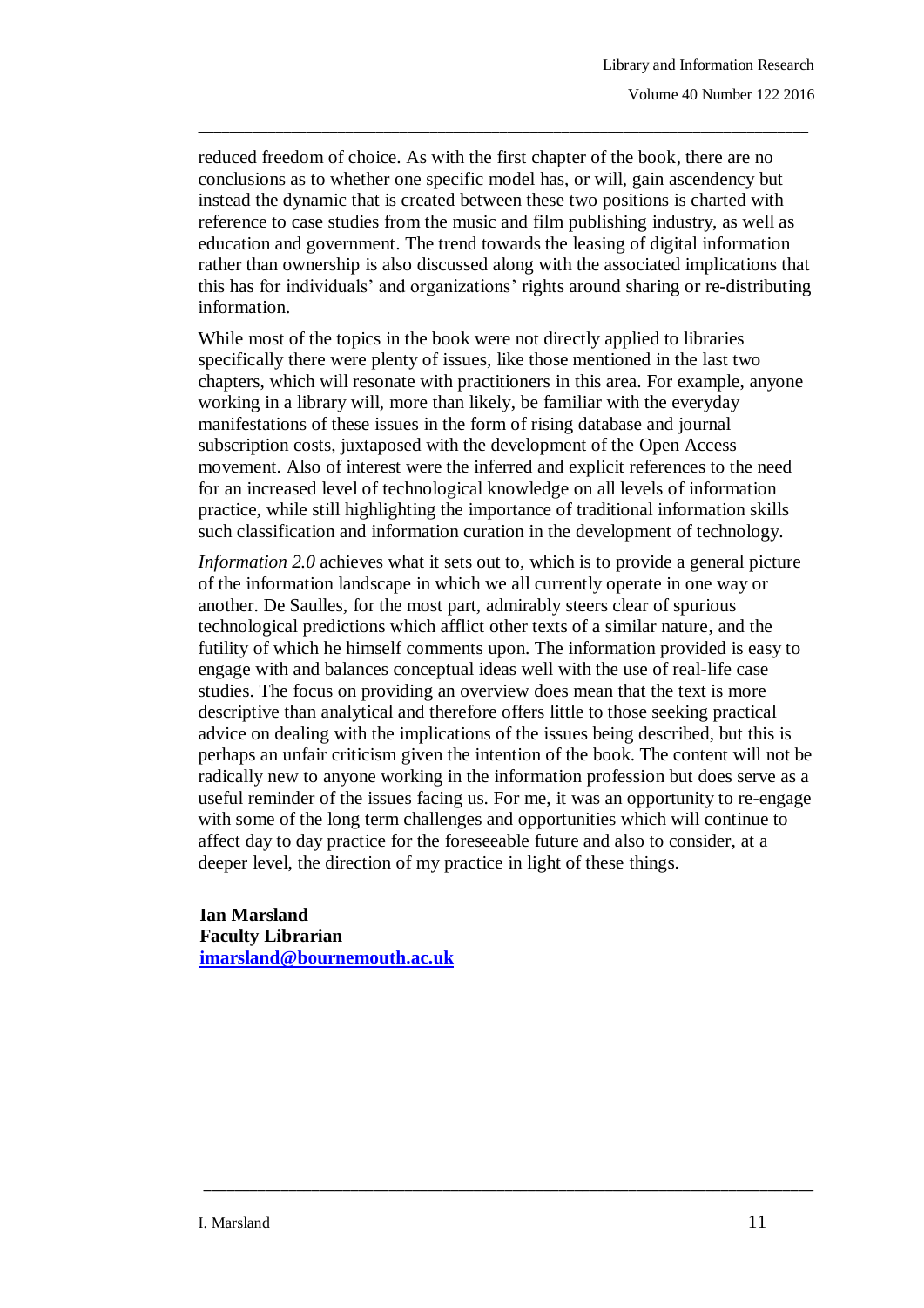reduced freedom of choice. As with the first chapter of the book, there are no conclusions as to whether one specific model has, or will, gain ascendency but instead the dynamic that is created between these two positions is charted with reference to case studies from the music and film publishing industry, as well as education and government. The trend towards the leasing of digital information rather than ownership is also discussed along with the associated implications that this has for individuals' and organizations' rights around sharing or re-distributing information.

While most of the topics in the book were not directly applied to libraries specifically there were plenty of issues, like those mentioned in the last two chapters, which will resonate with practitioners in this area. For example, anyone working in a library will, more than likely, be familiar with the everyday manifestations of these issues in the form of rising database and journal subscription costs, juxtaposed with the development of the Open Access movement. Also of interest were the inferred and explicit references to the need for an increased level of technological knowledge on all levels of information practice, while still highlighting the importance of traditional information skills such classification and information curation in the development of technology.

*Information 2.0* achieves what it sets out to, which is to provide a general picture of the information landscape in which we all currently operate in one way or another. De Saulles, for the most part, admirably steers clear of spurious technological predictions which afflict other texts of a similar nature, and the futility of which he himself comments upon. The information provided is easy to engage with and balances conceptual ideas well with the use of real-life case studies. The focus on providing an overview does mean that the text is more descriptive than analytical and therefore offers little to those seeking practical advice on dealing with the implications of the issues being described, but this is perhaps an unfair criticism given the intention of the book. The content will not be radically new to anyone working in the information profession but does serve as a useful reminder of the issues facing us. For me, it was an opportunity to re-engage with some of the long term challenges and opportunities which will continue to affect day to day practice for the foreseeable future and also to consider, at a deeper level, the direction of my practice in light of these things.

**Ian Marsland**
**Faculty Librarian**
**imarsland@bournemouth.ac.uk**